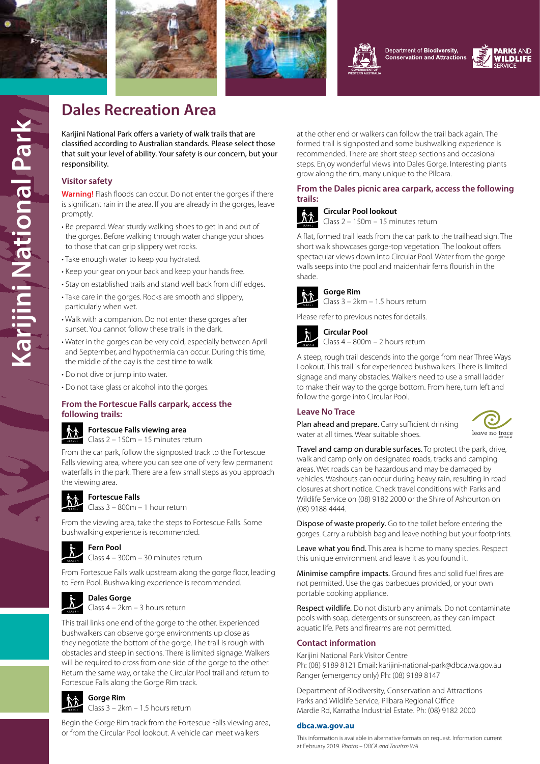Department of **Biodiversity, Conservation and Attractions**

**PARKS AND WILDLIFE SERVICE**

**Karijini National Park**

# Dales Recreation Area

Karijini National Park offers a variety of walk trails that are classified according to Australian standards. Please select those that suit your level of ability. Your safety is our concern, but your responsibility.

## Visitor safety

**Warning!** Flash floods can occur. Do not enter the gorges if there is significant rain in the area. If you are already in the gorges, leave promptly.

- Be prepared. Wear sturdy walking shoes to get in and out of the gorges. Before walking through water change your shoes to those that can grip slippery wet rocks.
- Take enough water to keep you hydrated.
- Keep your gear on your back and keep your hands free.
- Stay on established trails and stand well back from cliff edges.
- Take care in the gorges. Rocks are smooth and slippery, particularly when wet.
- Walk with a companion. Do not enter these gorges after sunset. You cannot follow these trails in the dark.
- Water in the gorges can be very cold, especially between April and September, and hypothermia can occur. During this time, the middle of the day is the best time to walk.
- Do not dive or jump into water.
- Do not take glass or alcohol into the gorges.

## From the Fortescue Falls carpark, access the following trails:

### Fortescue Falls viewing area

Class 2 – 150m – 15 minutes return

From the car park, follow the signposted track to the Fortescue Falls viewing area, where you can see one of very few permanent waterfalls in the park. There are a few small steps as you approach the viewing area.

### Fortescue Falls

Class 3 – 800m – 1 hour return

From the viewing area, take the steps to Fortescue Falls. Some bushwalking experience is recommended.

### Fern Pool

Class 4 – 300m – 30 minutes return

From Fortescue Falls walk upstream along the gorge floor, leading to Fern Pool. Bushwalking experience is recommended.

### Dales Gorge

Class 4 – 2km – 3 hours return

This trail links one end of the gorge to the other. Experienced bushwalkers can observe gorge environments up close as they negotiate the bottom of the gorge. The trail is rough with obstacles and steep in sections. There is limited signage. Walkers will be required to cross from one side of the gorge to the other. Return the same way, or take the Circular Pool trail and return to Fortescue Falls along the Gorge Rim track.

### Gorge Rim

Class 3 – 2km – 1.5 hours return

Begin the Gorge Rim track from the Fortescue Falls viewing area, or from the Circular Pool lookout. A vehicle can meet walkers at the other end or walkers can follow the trail back again. The formed trail is signposted and some bushwalking experience is recommended. There are short steep sections and occasional steps. Enjoy wonderful views into Dales Gorge. Interesting plants grow along the rim, many unique to the Pilbara.

## From the Dales picnic area carpark, access the following trails:

### Circular Pool lookout

Class 2 – 150m – 15 minutes return

A flat, formed trail leads from the car park to the trailhead sign. The short walk showcases gorge-top vegetation. The lookout offers spectacular views down into Circular Pool. Water from the gorge walls seeps into the pool and maidenhair ferns flourish in the shade.

### Gorge Rim

Class 3 – 2km – 1.5 hours return

Please refer to previous notes for details.

### Circular Pool

Class 4 – 800m – 2 hours return

A steep, rough trail descends into the gorge from near Three Ways Lookout. This trail is for experienced bushwalkers. There is limited signage and many obstacles. Walkers need to use a small ladder to make their way to the gorge bottom. From here, turn left and follow the gorge into Circular Pool.

## Leave No Trace

**Plan ahead and prepare.** Carry sufficient drinking water at all times. Wear suitable shoes.

**Travel and camp on durable surfaces.** To protect the park, drive, walk and camp only on designated roads, tracks and camping areas. Wet roads can be hazardous and may be damaged by vehicles. Washouts can occur during heavy rain, resulting in road closures at short notice. Check travel conditions with Parks and Wildlife Service on (08) 9182 2000 or the Shire of Ashburton on (08) 9188 4444.

**Dispose of waste properly.** Go to the toilet before entering the gorges. Carry a rubbish bag and leave nothing but your footprints.

**Leave what you find.** This area is home to many species. Respect this unique environment and leave it as you found it.

**Minimise campfire impacts.** Ground fires and solid fuel fires are not permitted. Use the gas barbecues provided, or your own portable cooking appliance.

**Respect wildlife.** Do not disturb any animals. Do not contaminate pools with soap, detergents or sunscreen, as they can impact aquatic life. Pets and firearms are not permitted.

## Contact information

Karijini National Park Visitor Centre
Ph: (08) 9189 8121 Email: karijini-national-park@dbca.wa.gov.au
Ranger (emergency only) Ph: (08) 9189 8147

Department of Biodiversity, Conservation and Attractions
Parks and Wildlife Service, Pilbara Regional Office
Mardie Rd, Karratha Industrial Estate. Ph: (08) 9182 2000

**dbca.wa.gov.au**

This information is available in alternative formats on request. Information current at February 2019. *Photos – DBCA and Tourism WA*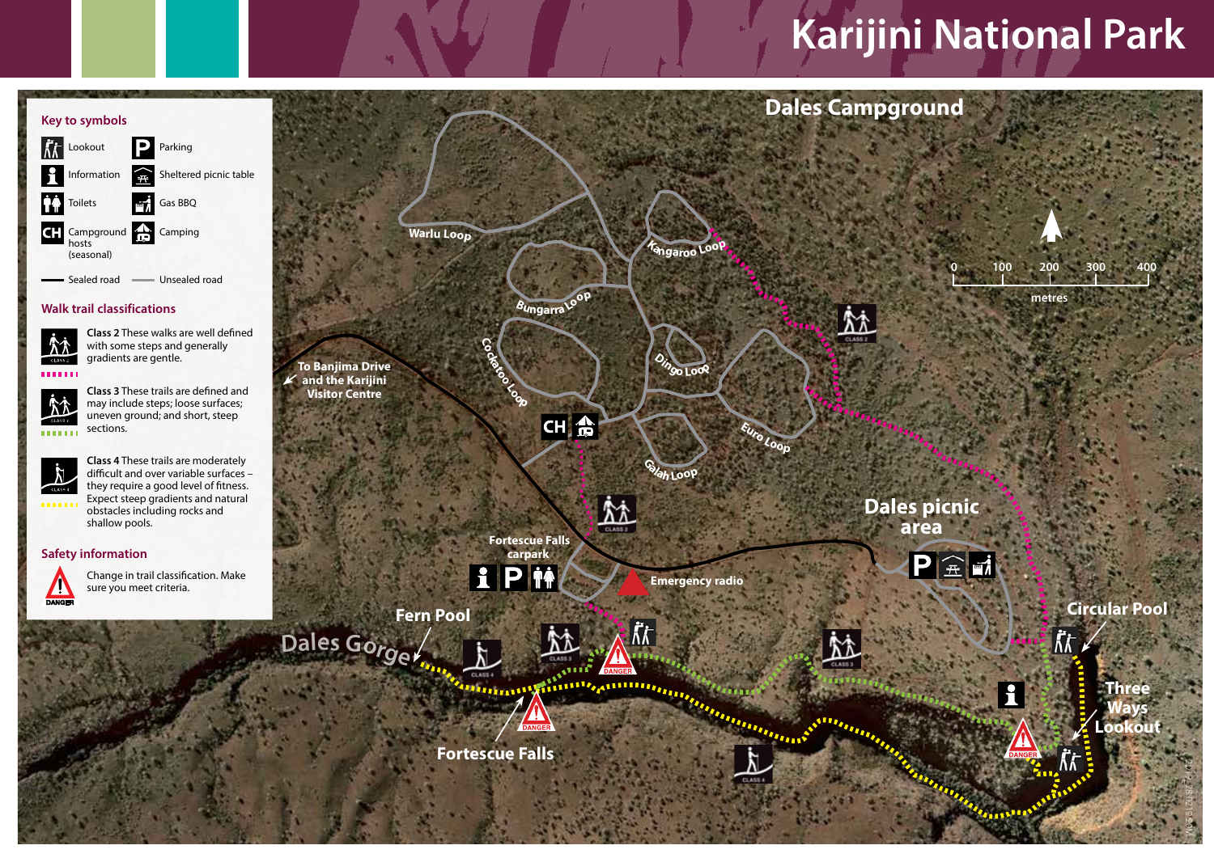# Karijini National Park

## Dales Campground

### Key to symbols

- Lookout
- Parking
- Information
- Sheltered picnic table
- Toilets
- Gas BBQ
- CH Campground hosts (seasonal)
- Camping
- Sealed road
- Unsealed road

### Walk trail classifications

**Class 2** These walks are well defined with some steps and generally gradients are gentle.

**Class 3** These trails are defined and may include steps; loose surfaces; uneven ground; and short, steep sections.

**Class 4** These trails are moderately difficult and over variable surfaces – they require a good level of fitness. Expect steep gradients and natural obstacles including rocks and shallow pools.

### Safety information

DANGER Change in trail classification. Make sure you meet criteria.

Warlu Loop

Kangaroo Loop

Bungarra Loop

Cockatoo Loop

Dingo Loop

Euro Loop

Galah Loop

To Banjima Drive and the Karijini Visitor Centre

Fortescue Falls carpark

Emergency radio

Dales picnic area

Fern Pool

Dales Gorge

Fortescue Falls

Circular Pool

Three Ways Lookout

0 100 200 300 400

metres